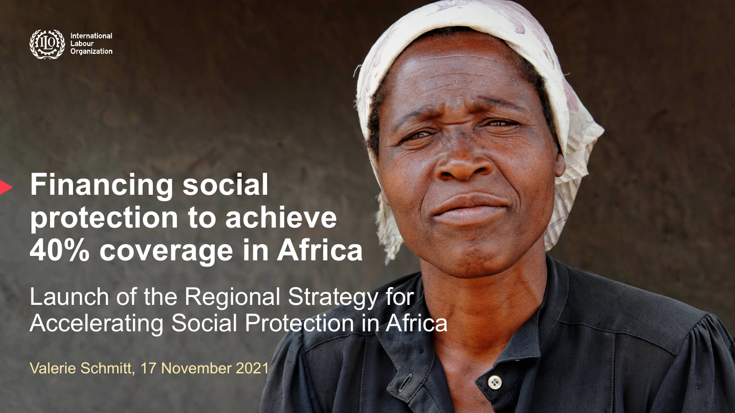International Labour Organization

# Financing social protection to achieve 40% coverage in Africa

## Launch of the Regional Strategy for Accelerating Social Protection in Africa

Valerie Schmitt, 17 November 2021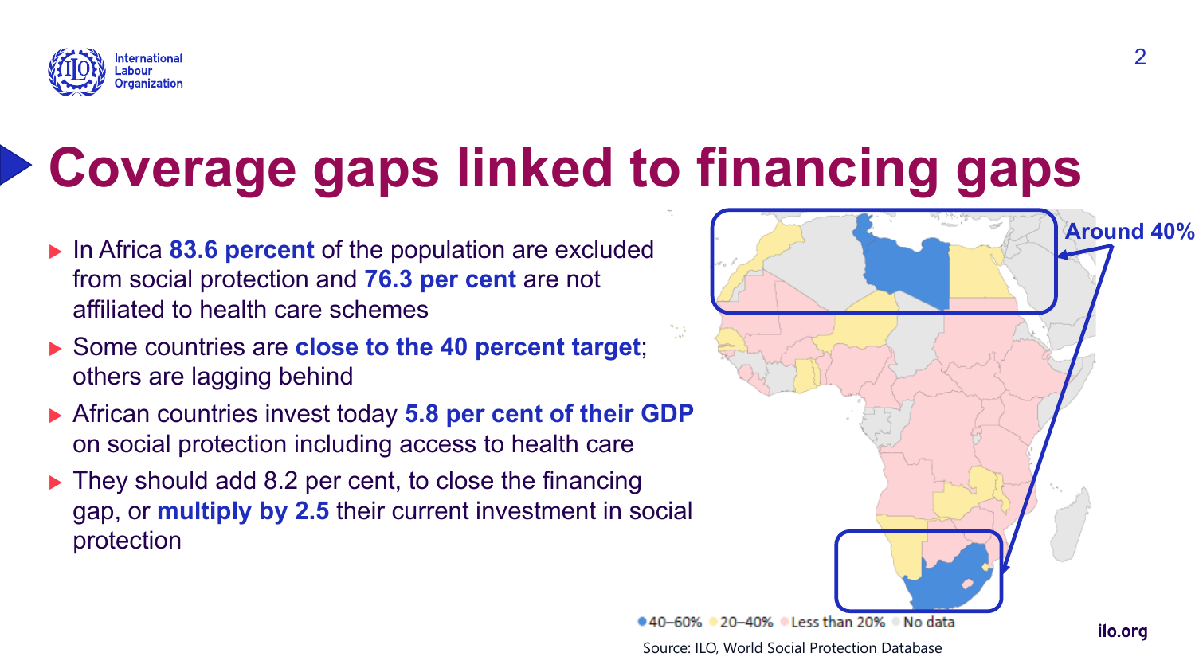# Coverage gaps linked to financing gaps

- In Africa **83.6 percent** of the population are excluded from social protection and **76.3 per cent** are not affiliated to health care schemes
- Some countries are **close to the 40 percent target**; others are lagging behind
- African countries invest today **5.8 per cent of their GDP** on social protection including access to health care
- They should add 8.2 per cent, to close the financing gap, or **multiply by 2.5** their current investment in social protection

Around 40%

40–60% 20–40% Less than 20% No data

Source: ILO, World Social Protection Database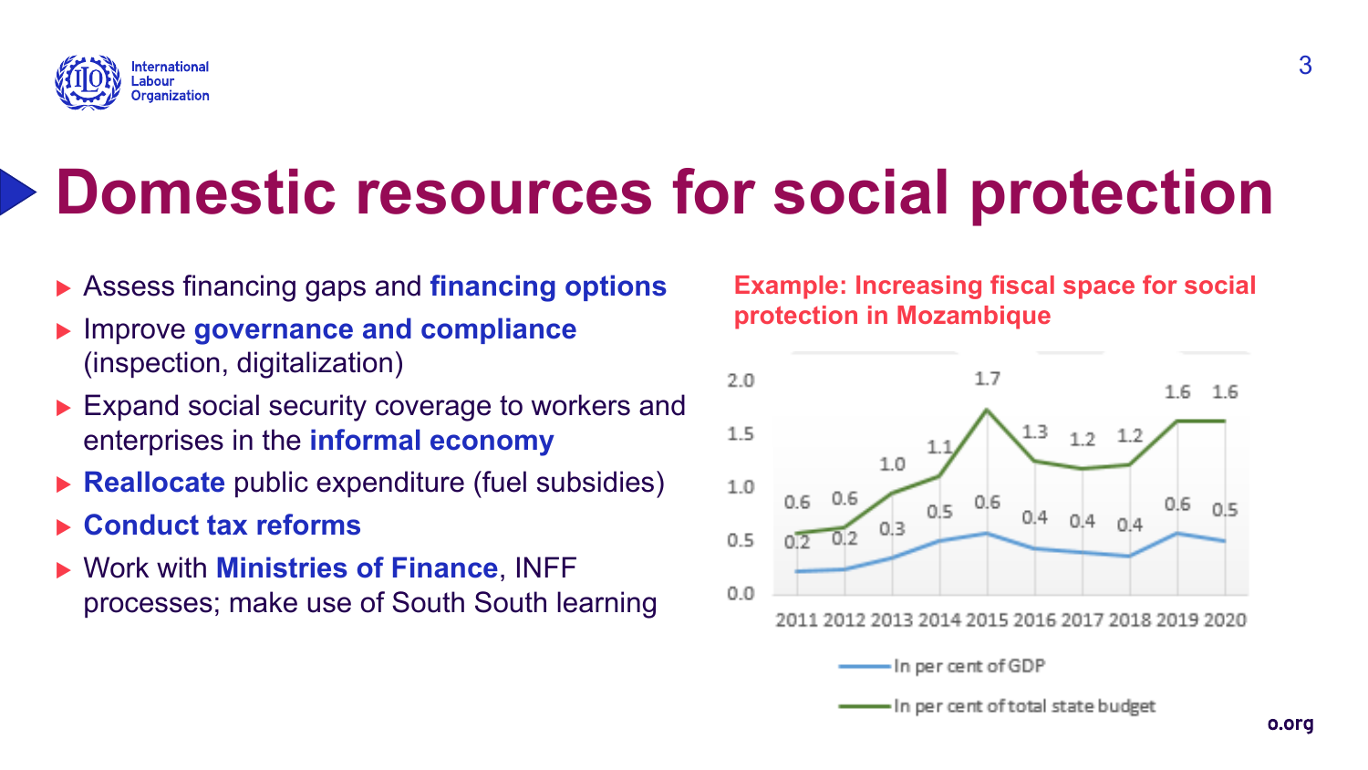# Domestic resources for social protection

- Assess financing gaps and **financing options**
- Improve **governance and compliance** (inspection, digitalization)
- Expand social security coverage to workers and enterprises in the **informal economy**
- **Reallocate** public expenditure (fuel subsidies)
- **Conduct tax reforms**
- Work with **Ministries of Finance**, INFF processes; make use of South South learning

**Example: Increasing fiscal space for social protection in Mozambique**

| Year | In per cent of GDP | In per cent of total state budget |
|---|---|---|
| 2011 | 0.2 | 0.6 |
| 2012 | 0.2 | 0.6 |
| 2013 | 0.3 | 1.0 |
| 2014 | 0.5 | 1.1 |
| 2015 | 0.6 | 1.7 |
| 2016 | 0.4 | 1.3 |
| 2017 | 0.4 | 1.2 |
| 2018 | 0.4 | 1.2 |
| 2019 | 0.6 | 1.6 |
| 2020 | 0.5 | 1.6 |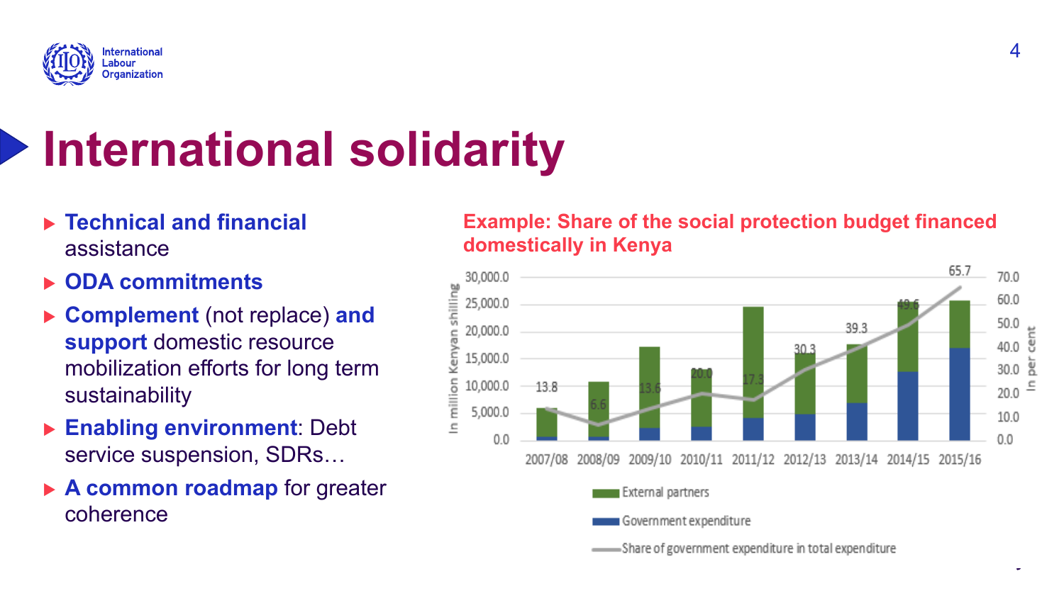# International solidarity

- **Technical and financial** assistance
- **ODA commitments**
- **Complement** (not replace) **and support** domestic resource mobilization efforts for long term sustainability
- **Enabling environment**: Debt service suspension, SDRs…
- **A common roadmap** for greater coherence

**Example: Share of the social protection budget financed domestically in Kenya**

In million Kenyan shilling

30,000.0
25,000.0
20,000.0
15,000.0
10,000.0
5,000.0
0.0

In per cent

70.0
60.0
50.0
40.0
30.0
20.0
10.0
0.0

2007/08 2008/09 2009/10 2010/11 2011/12 2012/13 2013/14 2014/15 2015/16

13.8 6.6 13.6 20.0 17.3 30.3 39.3 49.6 65.7

External partners

Government expenditure

Share of government expenditure in total expenditure